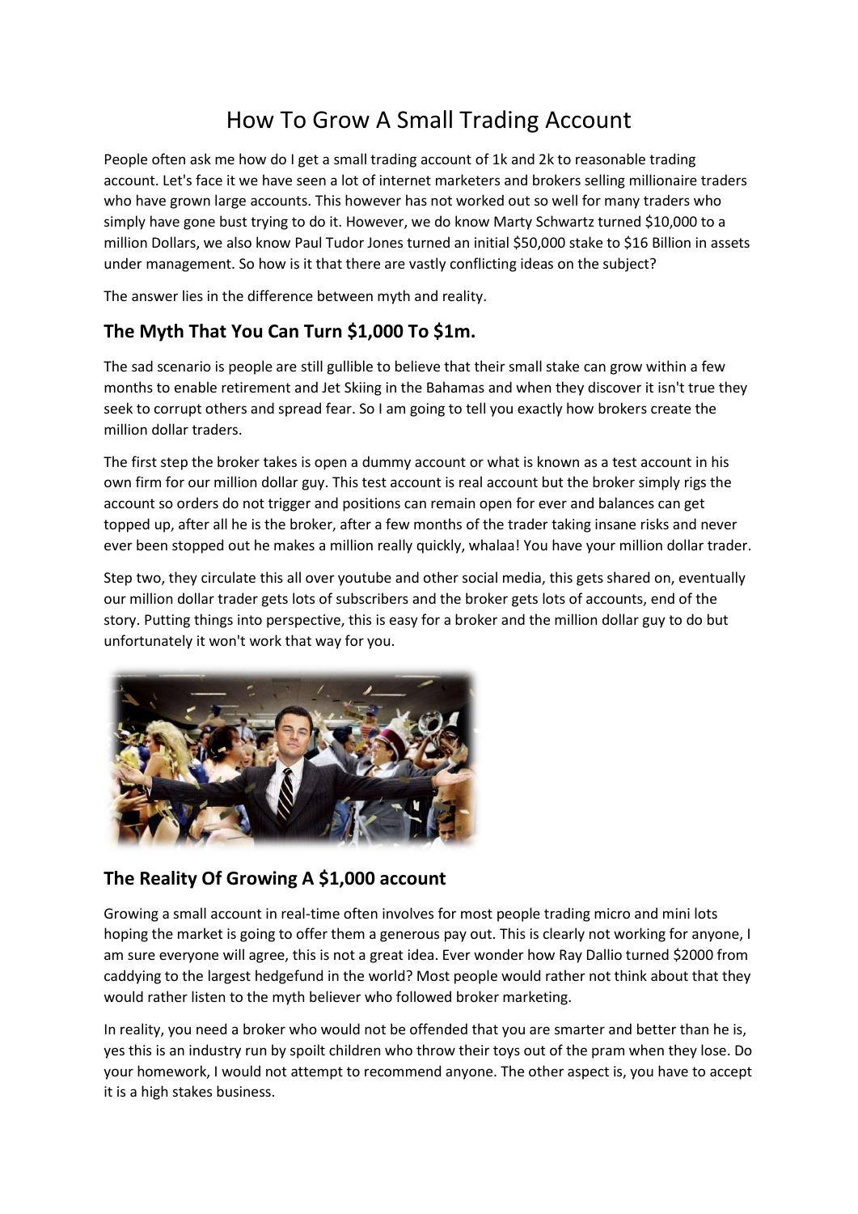# How To Grow A Small Trading Account

People often ask me how do I get a small trading account of 1k and 2k to reasonable trading account. Let's face it we have seen a lot of internet marketers and brokers selling millionaire traders who have grown large accounts. This however has not worked out so well for many traders who simply have gone bust trying to do it. However, we do know Marty Schwartz turned $10,000 to a million Dollars, we also know Paul Tudor Jones turned an initial $50,000 stake to $16 Billion in assets under management. So how is it that there are vastly conflicting ideas on the subject?

The answer lies in the difference between myth and reality.

## The Myth That You Can Turn $1,000 To $1m.

The sad scenario is people are still gullible to believe that their small stake can grow within a few months to enable retirement and Jet Skiing in the Bahamas and when they discover it isn't true they seek to corrupt others and spread fear. So I am going to tell you exactly how brokers create the million dollar traders.

The first step the broker takes is open a dummy account or what is known as a test account in his own firm for our million dollar guy. This test account is real account but the broker simply rigs the account so orders do not trigger and positions can remain open for ever and balances can get topped up, after all he is the broker, after a few months of the trader taking insane risks and never ever been stopped out he makes a million really quickly, whalaa! You have your million dollar trader.

Step two, they circulate this all over youtube and other social media, this gets shared on, eventually our million dollar trader gets lots of subscribers and the broker gets lots of accounts, end of the story. Putting things into perspective, this is easy for a broker and the million dollar guy to do but unfortunately it won't work that way for you.

## The Reality Of Growing A $1,000 account

Growing a small account in real-time often involves for most people trading micro and mini lots hoping the market is going to offer them a generous pay out. This is clearly not working for anyone, I am sure everyone will agree, this is not a great idea. Ever wonder how Ray Dallio turned $2000 from caddying to the largest hedgefund in the world? Most people would rather not think about that they would rather listen to the myth believer who followed broker marketing.

In reality, you need a broker who would not be offended that you are smarter and better than he is, yes this is an industry run by spoilt children who throw their toys out of the pram when they lose. Do your homework, I would not attempt to recommend anyone. The other aspect is, you have to accept it is a high stakes business.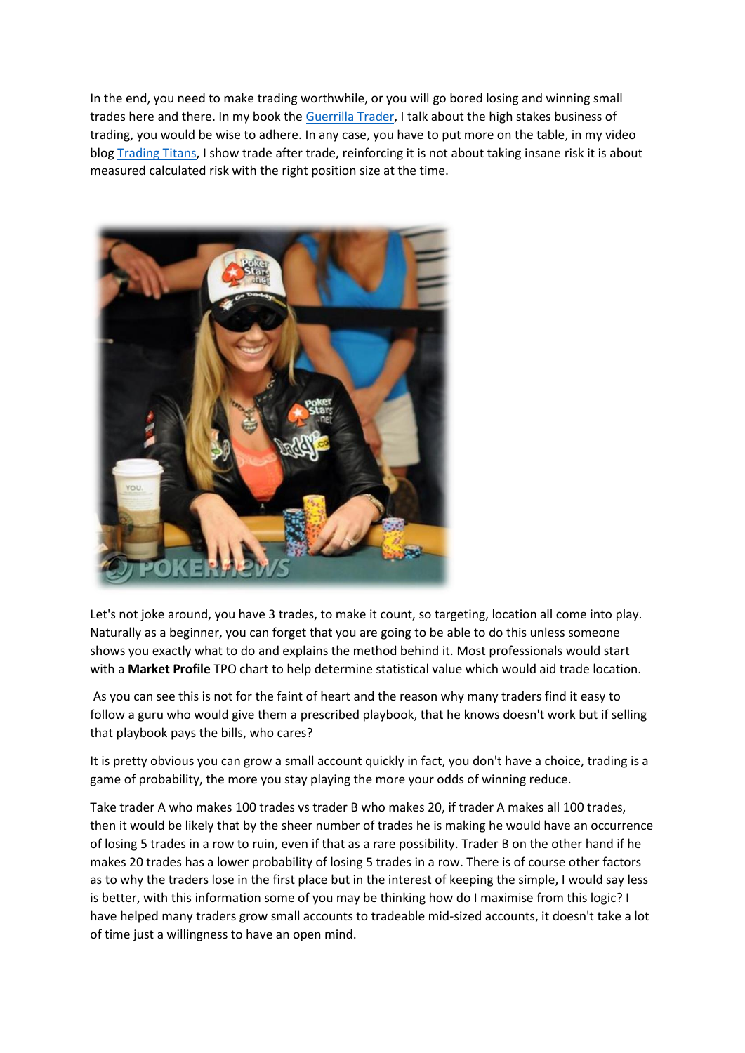In the end, you need to make trading worthwhile, or you will go bored losing and winning small trades here and there. In my book the [Guerrilla Trader](), I talk about the high stakes business of trading, you would be wise to adhere. In any case, you have to put more on the table, in my video blog [Trading Titans](), I show trade after trade, reinforcing it is not about taking insane risk it is about measured calculated risk with the right position size at the time.

Let's not joke around, you have 3 trades, to make it count, so targeting, location all come into play. Naturally as a beginner, you can forget that you are going to be able to do this unless someone shows you exactly what to do and explains the method behind it. Most professionals would start with a **Market Profile** TPO chart to help determine statistical value which would aid trade location.

As you can see this is not for the faint of heart and the reason why many traders find it easy to follow a guru who would give them a prescribed playbook, that he knows doesn't work but if selling that playbook pays the bills, who cares?

It is pretty obvious you can grow a small account quickly in fact, you don't have a choice, trading is a game of probability, the more you stay playing the more your odds of winning reduce.

Take trader A who makes 100 trades vs trader B who makes 20, if trader A makes all 100 trades, then it would be likely that by the sheer number of trades he is making he would have an occurrence of losing 5 trades in a row to ruin, even if that as a rare possibility. Trader B on the other hand if he makes 20 trades has a lower probability of losing 5 trades in a row. There is of course other factors as to why the traders lose in the first place but in the interest of keeping the simple, I would say less is better, with this information some of you may be thinking how do I maximise from this logic? I have helped many traders grow small accounts to tradeable mid-sized accounts, it doesn't take a lot of time just a willingness to have an open mind.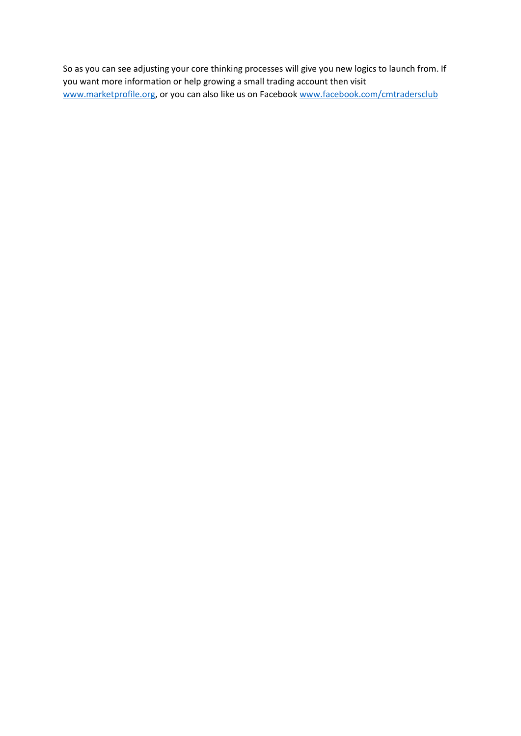So as you can see adjusting your core thinking processes will give you new logics to launch from. If you want more information or help growing a small trading account then visit www.marketprofile.org, or you can also like us on Facebook www.facebook.com/cmtradersclub